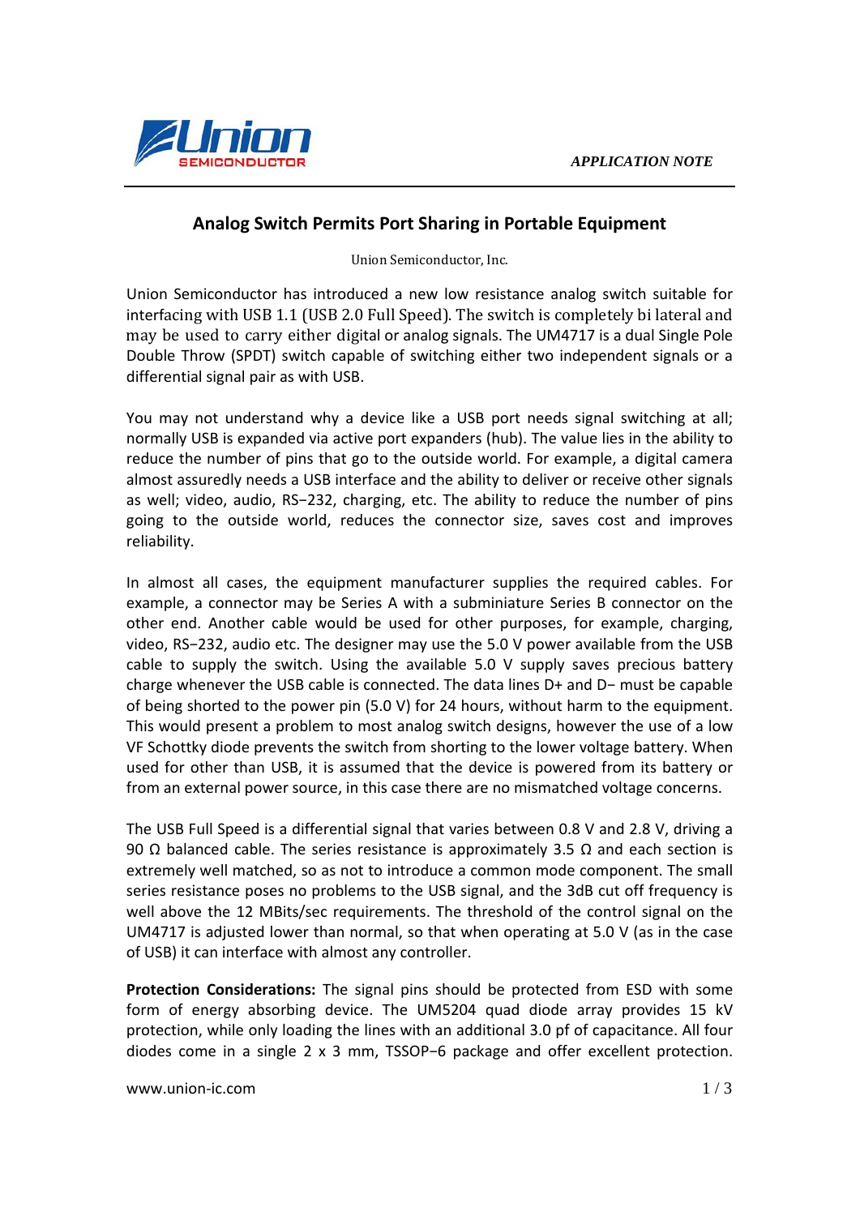*APPLICATION NOTE*

# Analog Switch Permits Port Sharing in Portable Equipment

Union Semiconductor, Inc.

Union Semiconductor has introduced a new low resistance analog switch suitable for interfacing with USB 1.1 (USB 2.0 Full Speed). The switch is completely bi lateral and may be used to carry either digital or analog signals. The UM4717 is a dual Single Pole Double Throw (SPDT) switch capable of switching either two independent signals or a differential signal pair as with USB.

You may not understand why a device like a USB port needs signal switching at all; normally USB is expanded via active port expanders (hub). The value lies in the ability to reduce the number of pins that go to the outside world. For example, a digital camera almost assuredly needs a USB interface and the ability to deliver or receive other signals as well; video, audio, RS−232, charging, etc. The ability to reduce the number of pins going to the outside world, reduces the connector size, saves cost and improves reliability.

In almost all cases, the equipment manufacturer supplies the required cables. For example, a connector may be Series A with a subminiature Series B connector on the other end. Another cable would be used for other purposes, for example, charging, video, RS−232, audio etc. The designer may use the 5.0 V power available from the USB cable to supply the switch. Using the available 5.0 V supply saves precious battery charge whenever the USB cable is connected. The data lines D+ and D− must be capable of being shorted to the power pin (5.0 V) for 24 hours, without harm to the equipment. This would present a problem to most analog switch designs, however the use of a low VF Schottky diode prevents the switch from shorting to the lower voltage battery. When used for other than USB, it is assumed that the device is powered from its battery or from an external power source, in this case there are no mismatched voltage concerns.

The USB Full Speed is a differential signal that varies between 0.8 V and 2.8 V, driving a 90 Ω balanced cable. The series resistance is approximately 3.5 Ω and each section is extremely well matched, so as not to introduce a common mode component. The small series resistance poses no problems to the USB signal, and the 3dB cut off frequency is well above the 12 MBits/sec requirements. The threshold of the control signal on the UM4717 is adjusted lower than normal, so that when operating at 5.0 V (as in the case of USB) it can interface with almost any controller.

**Protection Considerations:** The signal pins should be protected from ESD with some form of energy absorbing device. The UM5204 quad diode array provides 15 kV protection, while only loading the lines with an additional 3.0 pf of capacitance. All four diodes come in a single 2 x 3 mm, TSSOP−6 package and offer excellent protection.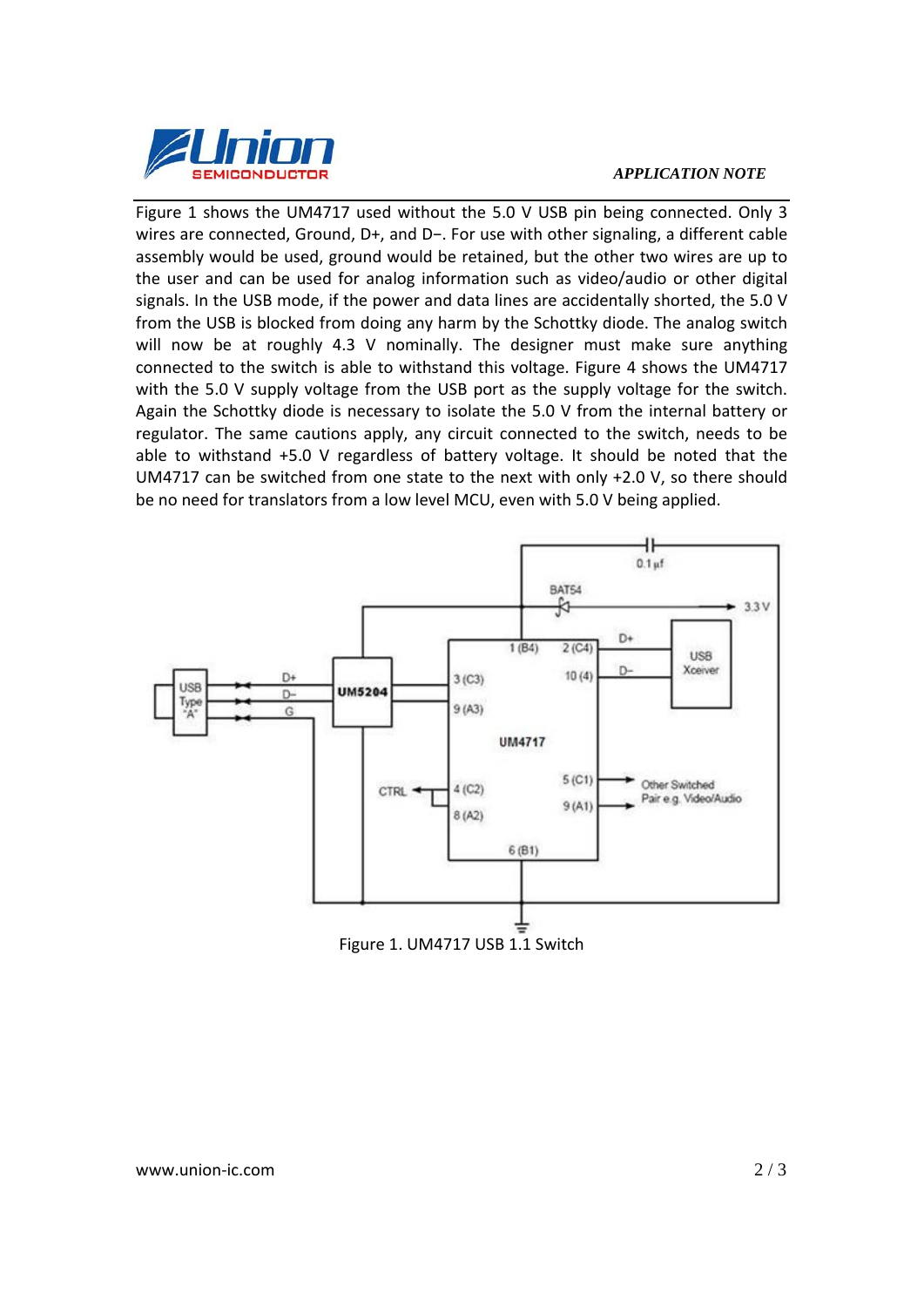Figure 1 shows the UM4717 used without the 5.0 V USB pin being connected. Only 3 wires are connected, Ground, D+, and D−. For use with other signaling, a different cable assembly would be used, ground would be retained, but the other two wires are up to the user and can be used for analog information such as video/audio or other digital signals. In the USB mode, if the power and data lines are accidentally shorted, the 5.0 V from the USB is blocked from doing any harm by the Schottky diode. The analog switch will now be at roughly 4.3 V nominally. The designer must make sure anything connected to the switch is able to withstand this voltage. Figure 4 shows the UM4717 with the 5.0 V supply voltage from the USB port as the supply voltage for the switch. Again the Schottky diode is necessary to isolate the 5.0 V from the internal battery or regulator. The same cautions apply, any circuit connected to the switch, needs to be able to withstand +5.0 V regardless of battery voltage. It should be noted that the UM4717 can be switched from one state to the next with only +2.0 V, so there should be no need for translators from a low level MCU, even with 5.0 V being applied.

Figure 1. UM4717 USB 1.1 Switch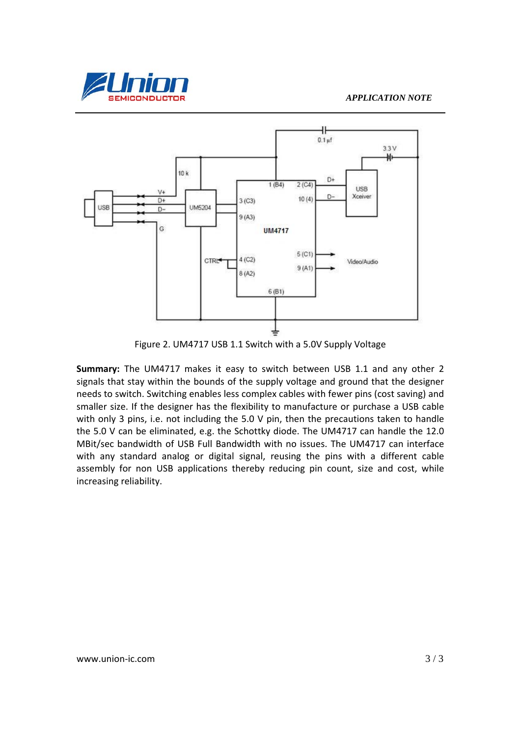0.1 µf

3.3 V

10 k

V+

D+

D−

G

USB

UM5204

1 (B4)

2 (C4)

3 (C3)

9 (A3)

10 (4)

D+

D−

USB Xceiver

UM4717

CTRL

4 (C2)

8 (A2)

5 (C1)

9 (A1)

Video/Audio

6 (B1)

Figure 2. UM4717 USB 1.1 Switch with a 5.0V Supply Voltage

**Summary:** The UM4717 makes it easy to switch between USB 1.1 and any other 2 signals that stay within the bounds of the supply voltage and ground that the designer needs to switch. Switching enables less complex cables with fewer pins (cost saving) and smaller size. If the designer has the flexibility to manufacture or purchase a USB cable with only 3 pins, i.e. not including the 5.0 V pin, then the precautions taken to handle the 5.0 V can be eliminated, e.g. the Schottky diode. The UM4717 can handle the 12.0 MBit/sec bandwidth of USB Full Bandwidth with no issues. The UM4717 can interface with any standard analog or digital signal, reusing the pins with a different cable assembly for non USB applications thereby reducing pin count, size and cost, while increasing reliability.